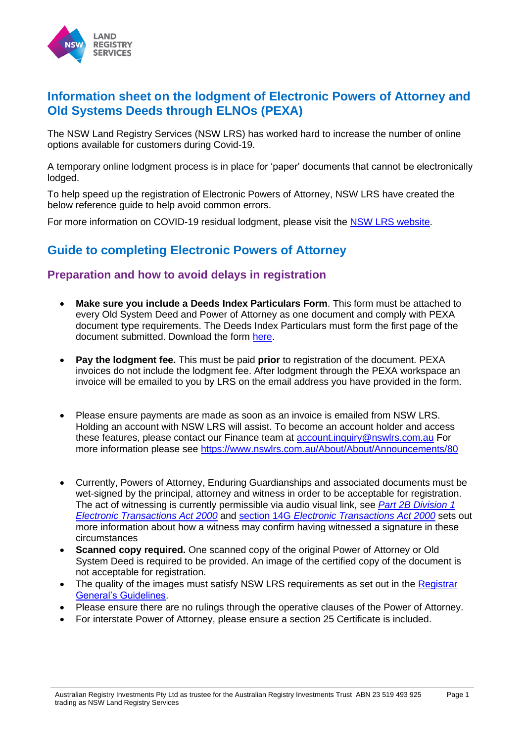# Information sheet on the lodgment of Electronic Powers of Attorney and Old Systems Deeds through ELNOs (PEXA)

The NSW Land Registry Services (NSW LRS) has worked hard to increase the number of online options available for customers during Covid-19.

A temporary online lodgment process is in place for 'paper' documents that cannot be electronically lodged.

To help speed up the registration of Electronic Powers of Attorney, NSW LRS have created the below reference guide to help avoid common errors.

For more information on COVID-19 residual lodgment, please visit the NSW LRS website.

## Guide to completing Electronic Powers of Attorney

### Preparation and how to avoid delays in registration

- **Make sure you include a Deeds Index Particulars Form**. This form must be attached to every Old System Deed and Power of Attorney as one document and comply with PEXA document type requirements. The Deeds Index Particulars must form the first page of the document submitted. Download the form here.
- **Pay the lodgment fee.** This must be paid **prior** to registration of the document. PEXA invoices do not include the lodgment fee. After lodgment through the PEXA workspace an invoice will be emailed to you by LRS on the email address you have provided in the form.
- Please ensure payments are made as soon as an invoice is emailed from NSW LRS. Holding an account with NSW LRS will assist. To become an account holder and access these features, please contact our Finance team at account.inquiry@nswlrs.com.au For more information please see https://www.nswlrs.com.au/About/About/Announcements/80
- Currently, Powers of Attorney, Enduring Guardianships and associated documents must be wet-signed by the principal, attorney and witness in order to be acceptable for registration. The act of witnessing is currently permissible via audio visual link, see *Part 2B Division 1 Electronic Transactions Act 2000* and section 14G *Electronic Transactions Act 2000* sets out more information about how a witness may confirm having witnessed a signature in these circumstances
- **Scanned copy required.** One scanned copy of the original Power of Attorney or Old System Deed is required to be provided. An image of the certified copy of the document is not acceptable for registration.
- The quality of the images must satisfy NSW LRS requirements as set out in the Registrar General's Guidelines.
- Please ensure there are no rulings through the operative clauses of the Power of Attorney.
- For interstate Power of Attorney, please ensure a section 25 Certificate is included.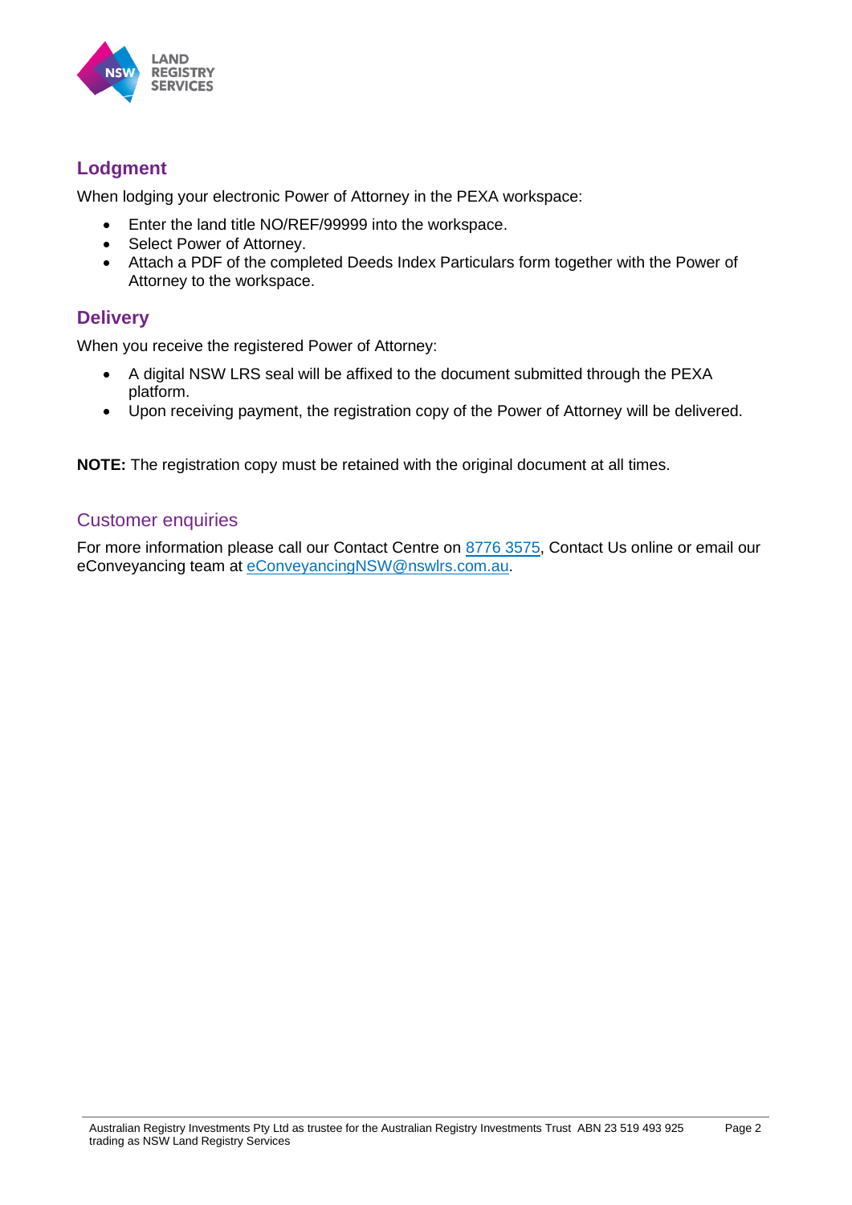## Lodgment

When lodging your electronic Power of Attorney in the PEXA workspace:

- Enter the land title NO/REF/99999 into the workspace.
- Select Power of Attorney.
- Attach a PDF of the completed Deeds Index Particulars form together with the Power of Attorney to the workspace.

## Delivery

When you receive the registered Power of Attorney:

- A digital NSW LRS seal will be affixed to the document submitted through the PEXA platform.
- Upon receiving payment, the registration copy of the Power of Attorney will be delivered.

**NOTE:** The registration copy must be retained with the original document at all times.

## Customer enquiries

For more information please call our Contact Centre on 8776 3575, Contact Us online or email our eConveyancing team at eConveyancingNSW@nswlrs.com.au.